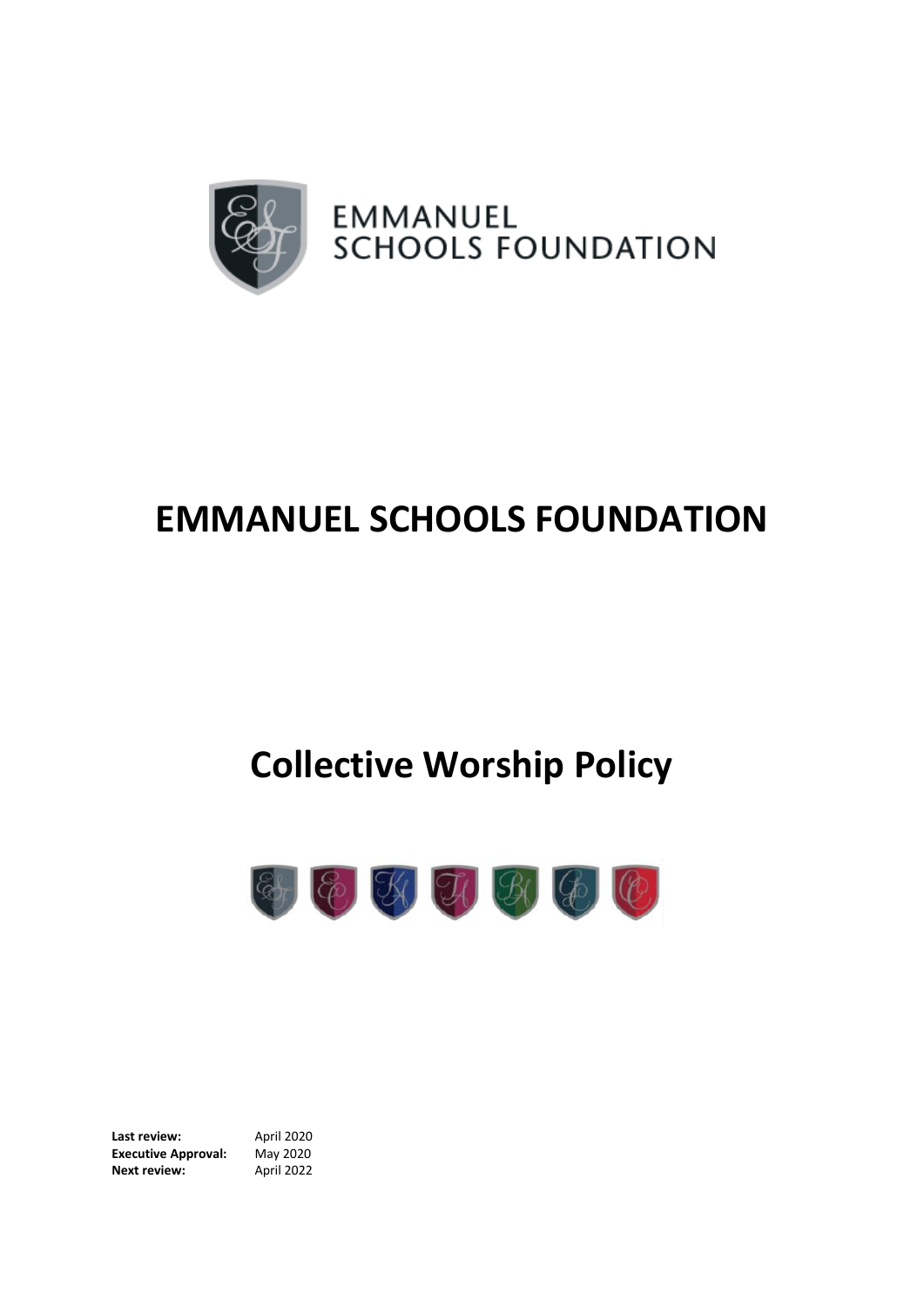EMMANUEL SCHOOLS FOUNDATION

# EMMANUEL SCHOOLS FOUNDATION

# Collective Worship Policy

**Last review:** April 2020
**Executive Approval:** May 2020
**Next review:** April 2022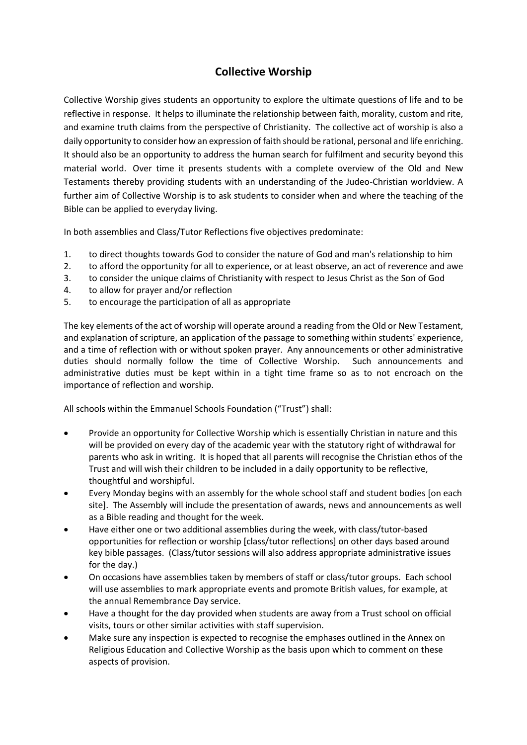# Collective Worship

Collective Worship gives students an opportunity to explore the ultimate questions of life and to be reflective in response. It helps to illuminate the relationship between faith, morality, custom and rite, and examine truth claims from the perspective of Christianity. The collective act of worship is also a daily opportunity to consider how an expression of faith should be rational, personal and life enriching. It should also be an opportunity to address the human search for fulfilment and security beyond this material world. Over time it presents students with a complete overview of the Old and New Testaments thereby providing students with an understanding of the Judeo-Christian worldview. A further aim of Collective Worship is to ask students to consider when and where the teaching of the Bible can be applied to everyday living.

In both assemblies and Class/Tutor Reflections five objectives predominate:

1. to direct thoughts towards God to consider the nature of God and man's relationship to him
2. to afford the opportunity for all to experience, or at least observe, an act of reverence and awe
3. to consider the unique claims of Christianity with respect to Jesus Christ as the Son of God
4. to allow for prayer and/or reflection
5. to encourage the participation of all as appropriate

The key elements of the act of worship will operate around a reading from the Old or New Testament, and explanation of scripture, an application of the passage to something within students' experience, and a time of reflection with or without spoken prayer. Any announcements or other administrative duties should normally follow the time of Collective Worship. Such announcements and administrative duties must be kept within in a tight time frame so as to not encroach on the importance of reflection and worship.

All schools within the Emmanuel Schools Foundation ("Trust") shall:

- Provide an opportunity for Collective Worship which is essentially Christian in nature and this will be provided on every day of the academic year with the statutory right of withdrawal for parents who ask in writing. It is hoped that all parents will recognise the Christian ethos of the Trust and will wish their children to be included in a daily opportunity to be reflective, thoughtful and worshipful.
- Every Monday begins with an assembly for the whole school staff and student bodies [on each site]. The Assembly will include the presentation of awards, news and announcements as well as a Bible reading and thought for the week.
- Have either one or two additional assemblies during the week, with class/tutor-based opportunities for reflection or worship [class/tutor reflections] on other days based around key bible passages. (Class/tutor sessions will also address appropriate administrative issues for the day.)
- On occasions have assemblies taken by members of staff or class/tutor groups. Each school will use assemblies to mark appropriate events and promote British values, for example, at the annual Remembrance Day service.
- Have a thought for the day provided when students are away from a Trust school on official visits, tours or other similar activities with staff supervision.
- Make sure any inspection is expected to recognise the emphases outlined in the Annex on Religious Education and Collective Worship as the basis upon which to comment on these aspects of provision.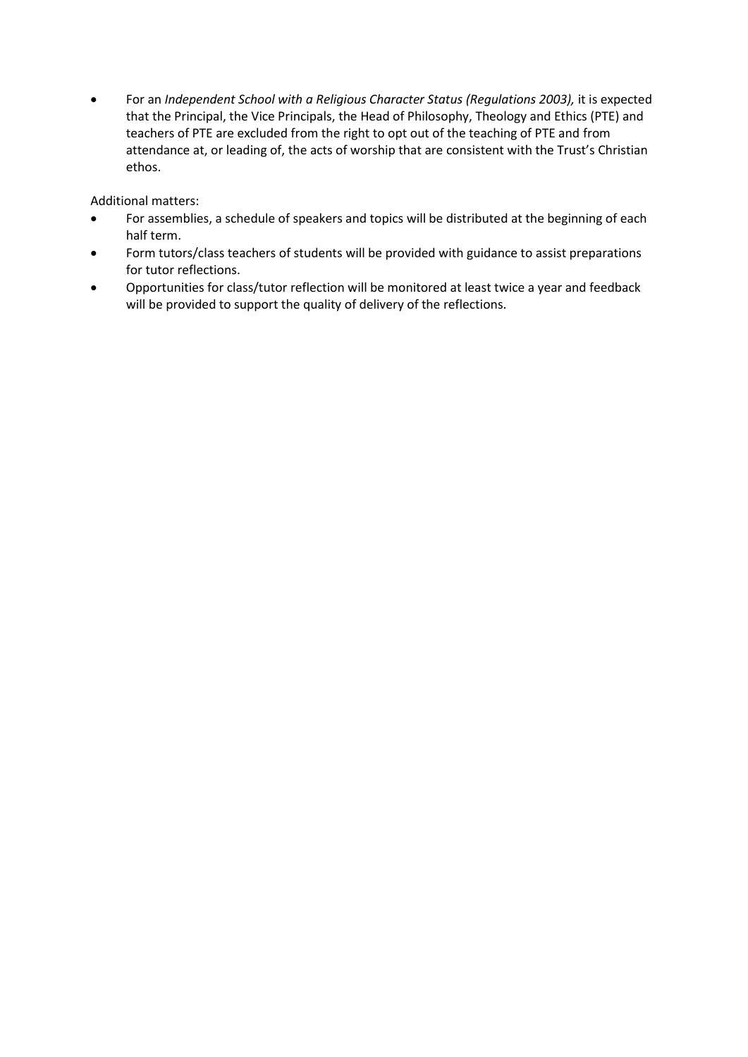- For an *Independent School with a Religious Character Status (Regulations 2003),* it is expected that the Principal, the Vice Principals, the Head of Philosophy, Theology and Ethics (PTE) and teachers of PTE are excluded from the right to opt out of the teaching of PTE and from attendance at, or leading of, the acts of worship that are consistent with the Trust's Christian ethos.

Additional matters:

- For assemblies, a schedule of speakers and topics will be distributed at the beginning of each half term.
- Form tutors/class teachers of students will be provided with guidance to assist preparations for tutor reflections.
- Opportunities for class/tutor reflection will be monitored at least twice a year and feedback will be provided to support the quality of delivery of the reflections.